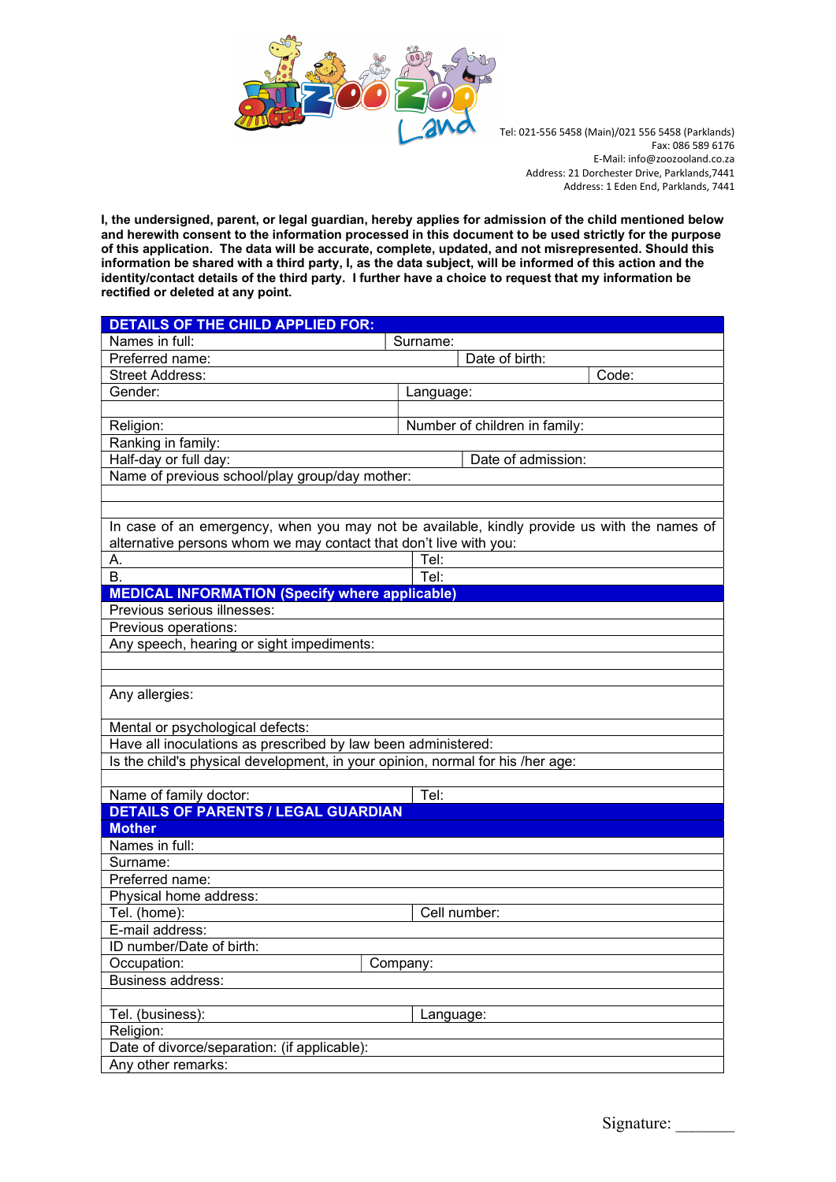Tel: 021-556 5458 (Main)/021 556 5458 (Parklands)
Fax: 086 589 6176
E-Mail: info@zoozooland.co.za
Address: 21 Dorchester Drive, Parklands,7441
Address: 1 Eden End, Parklands, 7441

**I, the undersigned, parent, or legal guardian, hereby applies for admission of the child mentioned below and herewith consent to the information processed in this document to be used strictly for the purpose of this application. The data will be accurate, complete, updated, and not misrepresented. Should this information be shared with a third party, I, as the data subject, will be informed of this action and the identity/contact details of the third party. I further have a choice to request that my information be rectified or deleted at any point.**

| **DETAILS OF THE CHILD APPLIED FOR:** | | |
|---|---|---|
| Names in full: | Surname: | |
| Preferred name: | Date of birth: | |
| Street Address: | | Code: |
| Gender: | Language: | |
| | | |
| Religion: | Number of children in family: | |
| Ranking in family: | | |
| Half-day or full day: | Date of admission: | |
| Name of previous school/play group/day mother: | | |
| | | |
| | | |
| In case of an emergency, when you may not be available, kindly provide us with the names of alternative persons whom we may contact that don't live with you: | | |
| A. | Tel: | |
| B. | Tel: | |
| **MEDICAL INFORMATION (Specify where applicable)** | | |
| Previous serious illnesses: | | |
| Previous operations: | | |
| Any speech, hearing or sight impediments: | | |
| | | |
| | | |
| Any allergies: | | |
| Mental or psychological defects: | | |
| Have all inoculations as prescribed by law been administered: | | |
| Is the child's physical development, in your opinion, normal for his /her age: | | |
| | | |
| Name of family doctor: | Tel: | |
| **DETAILS OF PARENTS / LEGAL GUARDIAN** | | |
| **Mother** | | |
| Names in full: | | |
| Surname: | | |
| Preferred name: | | |
| Physical home address: | | |
| Tel. (home): | Cell number: | |
| E-mail address: | | |
| ID number/Date of birth: | | |
| Occupation: | Company: | |
| Business address: | | |
| | | |
| Tel. (business): | Language: | |
| Religion: | | |
| Date of divorce/separation: (if applicable): | | |
| Any other remarks: | | |

Signature: _______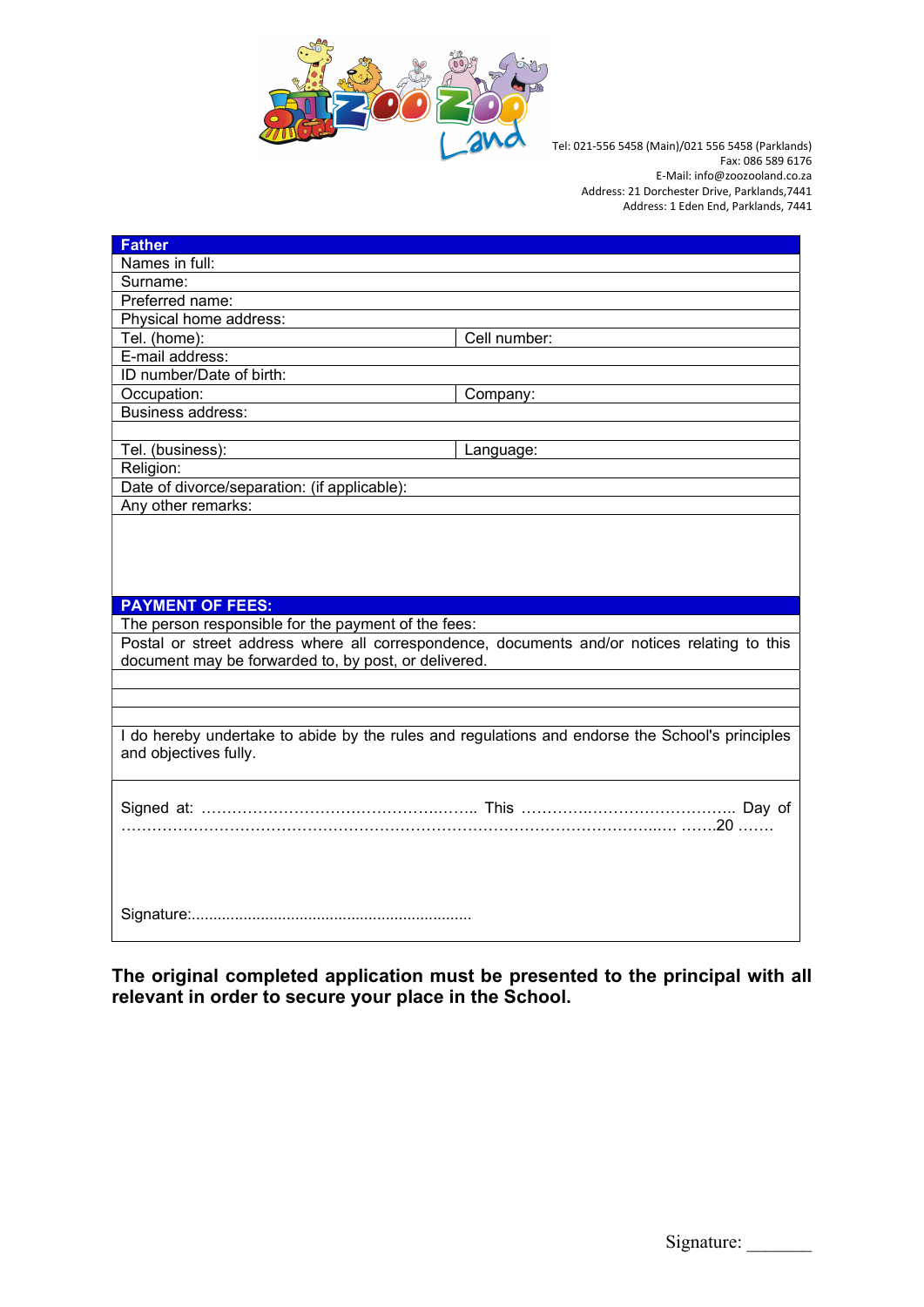Tel: 021-556 5458 (Main)/021 556 5458 (Parklands)
Fax: 086 589 6176
E-Mail: info@zoozooland.co.za
Address: 21 Dorchester Drive, Parklands,7441
Address: 1 Eden End, Parklands, 7441

| **Father** | |
|---|---|
| Names in full: | |
| Surname: | |
| Preferred name: | |
| Physical home address: | |
| Tel. (home): | Cell number: |
| E-mail address: | |
| ID number/Date of birth: | |
| Occupation: | Company: |
| Business address: | |
| | |
| Tel. (business): | Language: |
| Religion: | |
| Date of divorce/separation: (if applicable): | |
| Any other remarks: | |
| | |

| **PAYMENT OF FEES:** |
|---|
| The person responsible for the payment of the fees: |
| Postal or street address where all correspondence, documents and/or notices relating to this document may be forwarded to, by post, or delivered. |
| |
| |
| |
| I do hereby undertake to abide by the rules and regulations and endorse the School's principles and objectives fully. |
| Signed at: …………………………………………….. This ……………………………………. Day of ………………………………………………………………………………………… …….20 ……. |
| Signature:................................................................ |

**The original completed application must be presented to the principal with all relevant in order to secure your place in the School.**

Signature: _______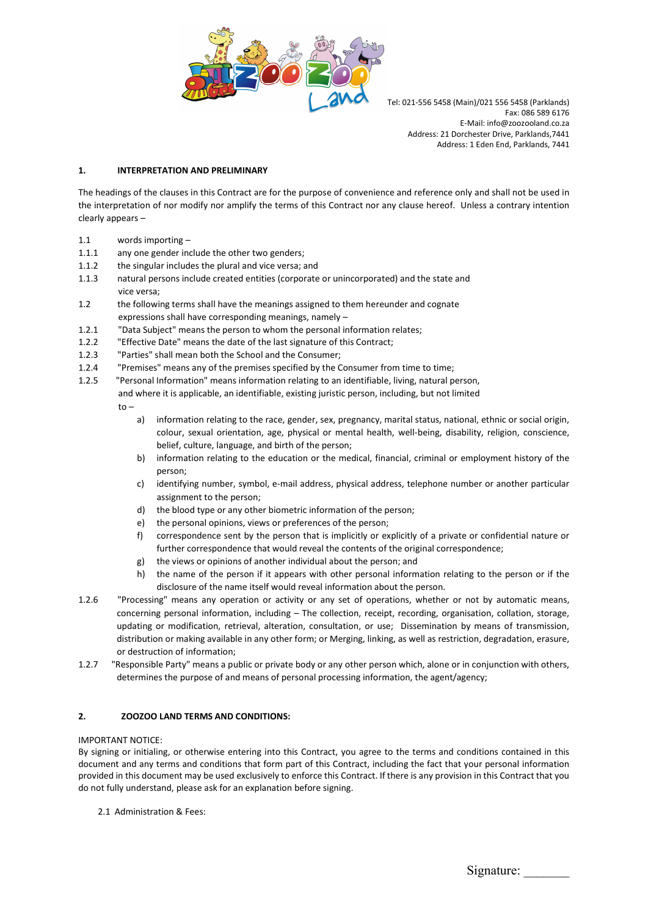Tel: 021-556 5458 (Main)/021 556 5458 (Parklands)
Fax: 086 589 6176
E-Mail: info@zoozooland.co.za
Address: 21 Dorchester Drive, Parklands,7441
Address: 1 Eden End, Parklands, 7441

## 1. INTERPRETATION AND PRELIMINARY

The headings of the clauses in this Contract are for the purpose of convenience and reference only and shall not be used in the interpretation of nor modify nor amplify the terms of this Contract nor any clause hereof. Unless a contrary intention clearly appears –

1.1 words importing –

1.1.1 any one gender include the other two genders;

1.1.2 the singular includes the plural and vice versa; and

1.1.3 natural persons include created entities (corporate or unincorporated) and the state and vice versa;

1.2 the following terms shall have the meanings assigned to them hereunder and cognate expressions shall have corresponding meanings, namely –

1.2.1 "Data Subject" means the person to whom the personal information relates;

1.2.2 "Effective Date" means the date of the last signature of this Contract;

1.2.3 "Parties" shall mean both the School and the Consumer;

1.2.4 "Premises" means any of the premises specified by the Consumer from time to time;

1.2.5 "Personal Information" means information relating to an identifiable, living, natural person, and where it is applicable, an identifiable, existing juristic person, including, but not limited to –

- a) information relating to the race, gender, sex, pregnancy, marital status, national, ethnic or social origin, colour, sexual orientation, age, physical or mental health, well-being, disability, religion, conscience, belief, culture, language, and birth of the person;
- b) information relating to the education or the medical, financial, criminal or employment history of the person;
- c) identifying number, symbol, e-mail address, physical address, telephone number or another particular assignment to the person;
- d) the blood type or any other biometric information of the person;
- e) the personal opinions, views or preferences of the person;
- f) correspondence sent by the person that is implicitly or explicitly of a private or confidential nature or further correspondence that would reveal the contents of the original correspondence;
- g) the views or opinions of another individual about the person; and
- h) the name of the person if it appears with other personal information relating to the person or if the disclosure of the name itself would reveal information about the person.

1.2.6 "Processing" means any operation or activity or any set of operations, whether or not by automatic means, concerning personal information, including – The collection, receipt, recording, organisation, collation, storage, updating or modification, retrieval, alteration, consultation, or use; Dissemination by means of transmission, distribution or making available in any other form; or Merging, linking, as well as restriction, degradation, erasure, or destruction of information;

1.2.7 "Responsible Party" means a public or private body or any other person which, alone or in conjunction with others, determines the purpose of and means of personal processing information, the agent/agency;

## 2. ZOOZOO LAND TERMS AND CONDITIONS:

IMPORTANT NOTICE:
By signing or initialing, or otherwise entering into this Contract, you agree to the terms and conditions contained in this document and any terms and conditions that form part of this Contract, including the fact that your personal information provided in this document may be used exclusively to enforce this Contract. If there is any provision in this Contract that you do not fully understand, please ask for an explanation before signing.

2.1 Administration & Fees:

Signature: _______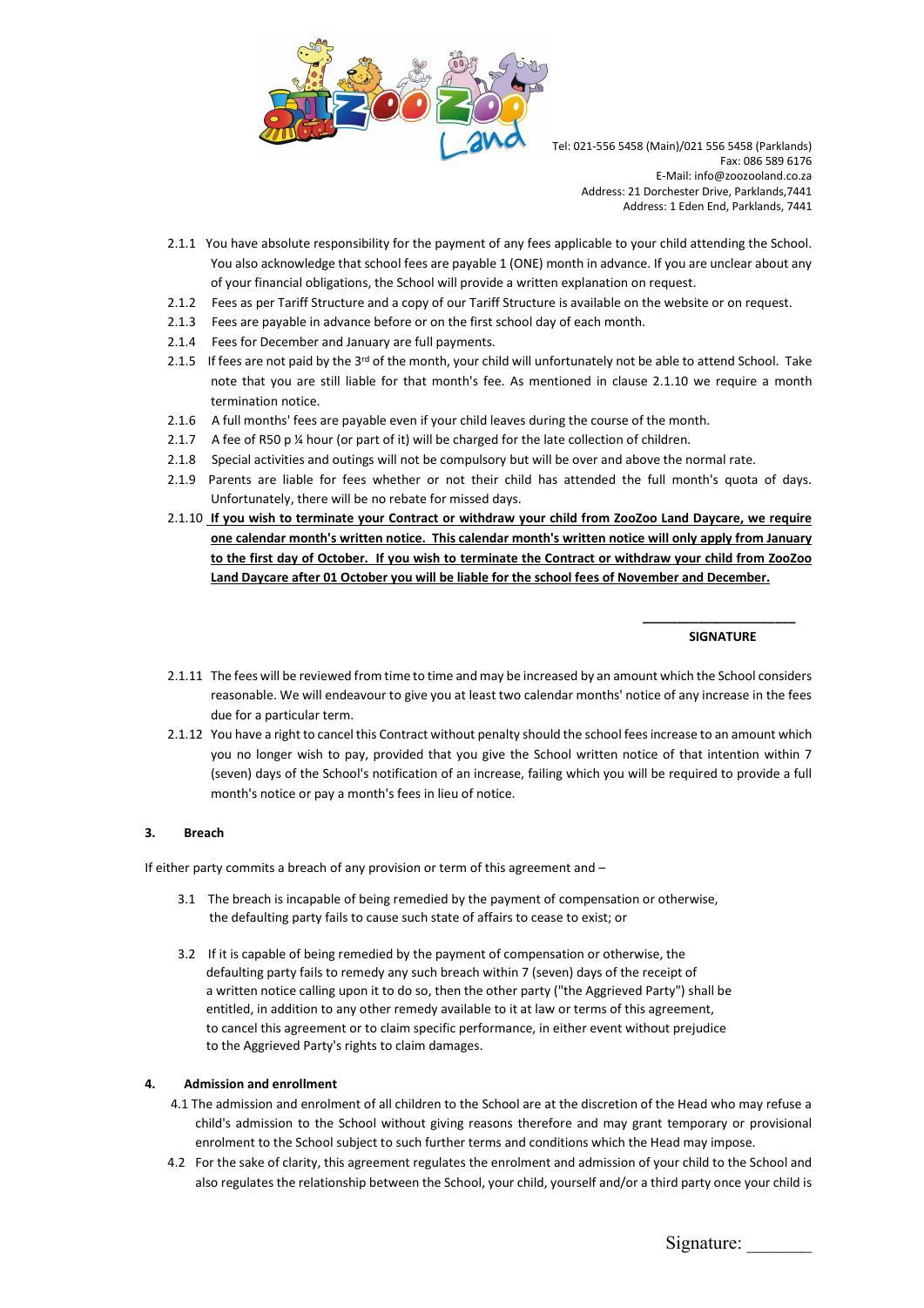Tel: 021-556 5458 (Main)/021 556 5458 (Parklands)
Fax: 086 589 6176
E-Mail: info@zoozooland.co.za
Address: 21 Dorchester Drive, Parklands,7441
Address: 1 Eden End, Parklands, 7441

2.1.1 You have absolute responsibility for the payment of any fees applicable to your child attending the School. You also acknowledge that school fees are payable 1 (ONE) month in advance. If you are unclear about any of your financial obligations, the School will provide a written explanation on request.

2.1.2 Fees as per Tariff Structure and a copy of our Tariff Structure is available on the website or on request.

2.1.3 Fees are payable in advance before or on the first school day of each month.

2.1.4 Fees for December and January are full payments.

2.1.5 If fees are not paid by the 3rd of the month, your child will unfortunately not be able to attend School. Take note that you are still liable for that month's fee. As mentioned in clause 2.1.10 we require a month termination notice.

2.1.6 A full months' fees are payable even if your child leaves during the course of the month.

2.1.7 A fee of R50 p ¼ hour (or part of it) will be charged for the late collection of children.

2.1.8 Special activities and outings will not be compulsory but will be over and above the normal rate.

2.1.9 Parents are liable for fees whether or not their child has attended the full month's quota of days. Unfortunately, there will be no rebate for missed days.

2.1.10 **If you wish to terminate your Contract or withdraw your child from ZooZoo Land Daycare, we require one calendar month's written notice. This calendar month's written notice will only apply from January to the first day of October. If you wish to terminate the Contract or withdraw your child from ZooZoo Land Daycare after 01 October you will be liable for the school fees of November and December.**

______________________
**SIGNATURE**

2.1.11 The fees will be reviewed from time to time and may be increased by an amount which the School considers reasonable. We will endeavour to give you at least two calendar months' notice of any increase in the fees due for a particular term.

2.1.12 You have a right to cancel this Contract without penalty should the school fees increase to an amount which you no longer wish to pay, provided that you give the School written notice of that intention within 7 (seven) days of the School's notification of an increase, failing which you will be required to provide a full month's notice or pay a month's fees in lieu of notice.

**3. Breach**

If either party commits a breach of any provision or term of this agreement and –

3.1 The breach is incapable of being remedied by the payment of compensation or otherwise, the defaulting party fails to cause such state of affairs to cease to exist; or

3.2 If it is capable of being remedied by the payment of compensation or otherwise, the defaulting party fails to remedy any such breach within 7 (seven) days of the receipt of a written notice calling upon it to do so, then the other party ("the Aggrieved Party") shall be entitled, in addition to any other remedy available to it at law or terms of this agreement, to cancel this agreement or to claim specific performance, in either event without prejudice to the Aggrieved Party's rights to claim damages.

**4. Admission and enrollment**

4.1 The admission and enrolment of all children to the School are at the discretion of the Head who may refuse a child's admission to the School without giving reasons therefore and may grant temporary or provisional enrolment to the School subject to such further terms and conditions which the Head may impose.

4.2 For the sake of clarity, this agreement regulates the enrolment and admission of your child to the School and also regulates the relationship between the School, your child, yourself and/or a third party once your child is

Signature: _______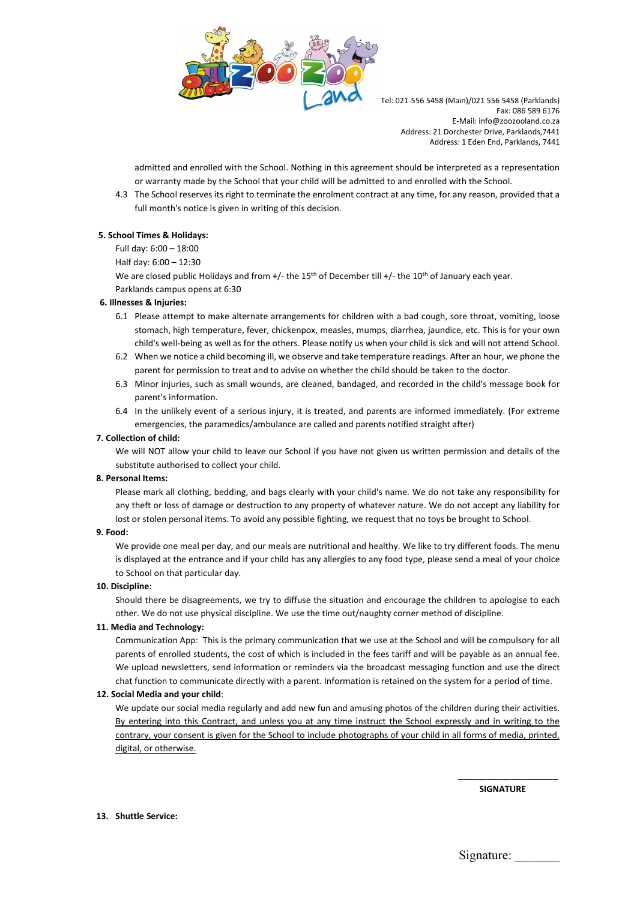admitted and enrolled with the School. Nothing in this agreement should be interpreted as a representation or warranty made by the School that your child will be admitted to and enrolled with the School.

4.3 The School reserves its right to terminate the enrolment contract at any time, for any reason, provided that a full month's notice is given in writing of this decision.

**5. School Times & Holidays:**

Full day: 6:00 – 18:00

Half day: 6:00 – 12:30

We are closed public Holidays and from +/- the 15th of December till +/- the 10th of January each year.

Parklands campus opens at 6:30

**6. Illnesses & Injuries:**

6.1 Please attempt to make alternate arrangements for children with a bad cough, sore throat, vomiting, loose stomach, high temperature, fever, chickenpox, measles, mumps, diarrhea, jaundice, etc. This is for your own child's well-being as well as for the others. Please notify us when your child is sick and will not attend School.

6.2 When we notice a child becoming ill, we observe and take temperature readings. After an hour, we phone the parent for permission to treat and to advise on whether the child should be taken to the doctor.

6.3 Minor injuries, such as small wounds, are cleaned, bandaged, and recorded in the child's message book for parent's information.

6.4 In the unlikely event of a serious injury, it is treated, and parents are informed immediately. (For extreme emergencies, the paramedics/ambulance are called and parents notified straight after)

**7. Collection of child:**

We will NOT allow your child to leave our School if you have not given us written permission and details of the substitute authorised to collect your child.

**8. Personal Items:**

Please mark all clothing, bedding, and bags clearly with your child's name. We do not take any responsibility for any theft or loss of damage or destruction to any property of whatever nature. We do not accept any liability for lost or stolen personal items. To avoid any possible fighting, we request that no toys be brought to School.

**9. Food:**

We provide one meal per day, and our meals are nutritional and healthy. We like to try different foods. The menu is displayed at the entrance and if your child has any allergies to any food type, please send a meal of your choice to School on that particular day.

**10. Discipline:**

Should there be disagreements, we try to diffuse the situation and encourage the children to apologise to each other. We do not use physical discipline. We use the time out/naughty corner method of discipline.

**11. Media and Technology:**

Communication App: This is the primary communication that we use at the School and will be compulsory for all parents of enrolled students, the cost of which is included in the fees tariff and will be payable as an annual fee. We upload newsletters, send information or reminders via the broadcast messaging function and use the direct chat function to communicate directly with a parent. Information is retained on the system for a period of time.

**12. Social Media and your child**:

We update our social media regularly and add new fun and amusing photos of the children during their activities. <u>By entering into this Contract, and unless you at any time instruct the School expressly and in writing to the contrary, your consent is given for the School to include photographs of your child in all forms of media, printed, digital, or otherwise.</u>

\_\_\_\_\_\_\_\_\_\_\_\_\_\_\_\_\_\_\_\_

**SIGNATURE**

**13. Shuttle Service:**

Signature: \_\_\_\_\_\_\_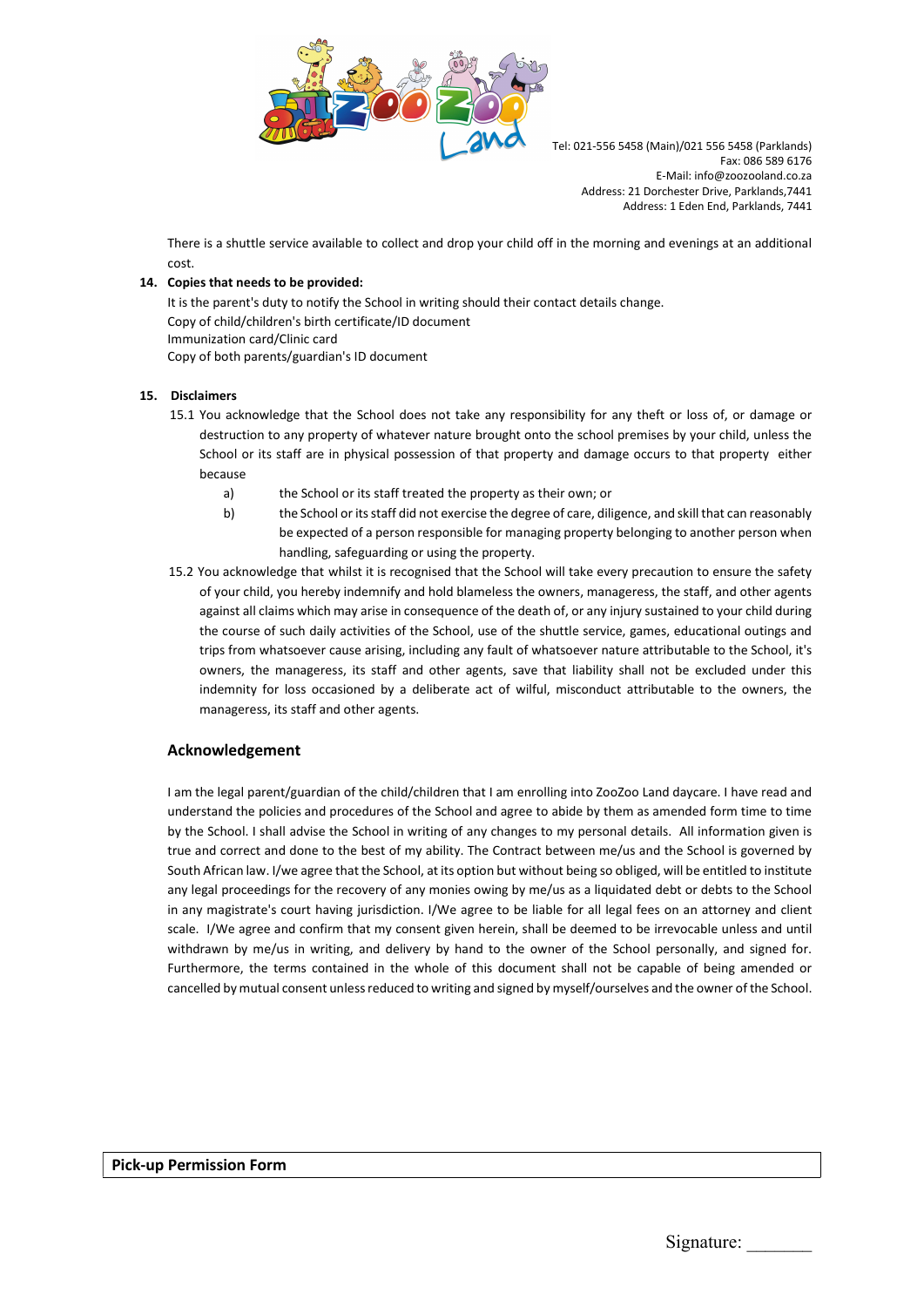Tel: 021-556 5458 (Main)/021 556 5458 (Parklands)
Fax: 086 589 6176
E-Mail: info@zoozooland.co.za
Address: 21 Dorchester Drive, Parklands,7441
Address: 1 Eden End, Parklands, 7441

There is a shuttle service available to collect and drop your child off in the morning and evenings at an additional cost.

**14. Copies that needs to be provided:**

It is the parent's duty to notify the School in writing should their contact details change.
Copy of child/children's birth certificate/ID document
Immunization card/Clinic card
Copy of both parents/guardian's ID document

**15. Disclaimers**

15.1 You acknowledge that the School does not take any responsibility for any theft or loss of, or damage or destruction to any property of whatever nature brought onto the school premises by your child, unless the School or its staff are in physical possession of that property and damage occurs to that property either because

- a) the School or its staff treated the property as their own; or
- b) the School or its staff did not exercise the degree of care, diligence, and skill that can reasonably be expected of a person responsible for managing property belonging to another person when handling, safeguarding or using the property.

15.2 You acknowledge that whilst it is recognised that the School will take every precaution to ensure the safety of your child, you hereby indemnify and hold blameless the owners, manageress, the staff, and other agents against all claims which may arise in consequence of the death of, or any injury sustained to your child during the course of such daily activities of the School, use of the shuttle service, games, educational outings and trips from whatsoever cause arising, including any fault of whatsoever nature attributable to the School, it's owners, the manageress, its staff and other agents, save that liability shall not be excluded under this indemnity for loss occasioned by a deliberate act of wilful, misconduct attributable to the owners, the manageress, its staff and other agents.

## Acknowledgement

I am the legal parent/guardian of the child/children that I am enrolling into ZooZoo Land daycare. I have read and understand the policies and procedures of the School and agree to abide by them as amended form time to time by the School. I shall advise the School in writing of any changes to my personal details. All information given is true and correct and done to the best of my ability. The Contract between me/us and the School is governed by South African law. I/we agree that the School, at its option but without being so obliged, will be entitled to institute any legal proceedings for the recovery of any monies owing by me/us as a liquidated debt or debts to the School in any magistrate's court having jurisdiction. I/We agree to be liable for all legal fees on an attorney and client scale. I/We agree and confirm that my consent given herein, shall be deemed to be irrevocable unless and until withdrawn by me/us in writing, and delivery by hand to the owner of the School personally, and signed for. Furthermore, the terms contained in the whole of this document shall not be capable of being amended or cancelled by mutual consent unless reduced to writing and signed by myself/ourselves and the owner of the School.

**Pick-up Permission Form**

Signature: _______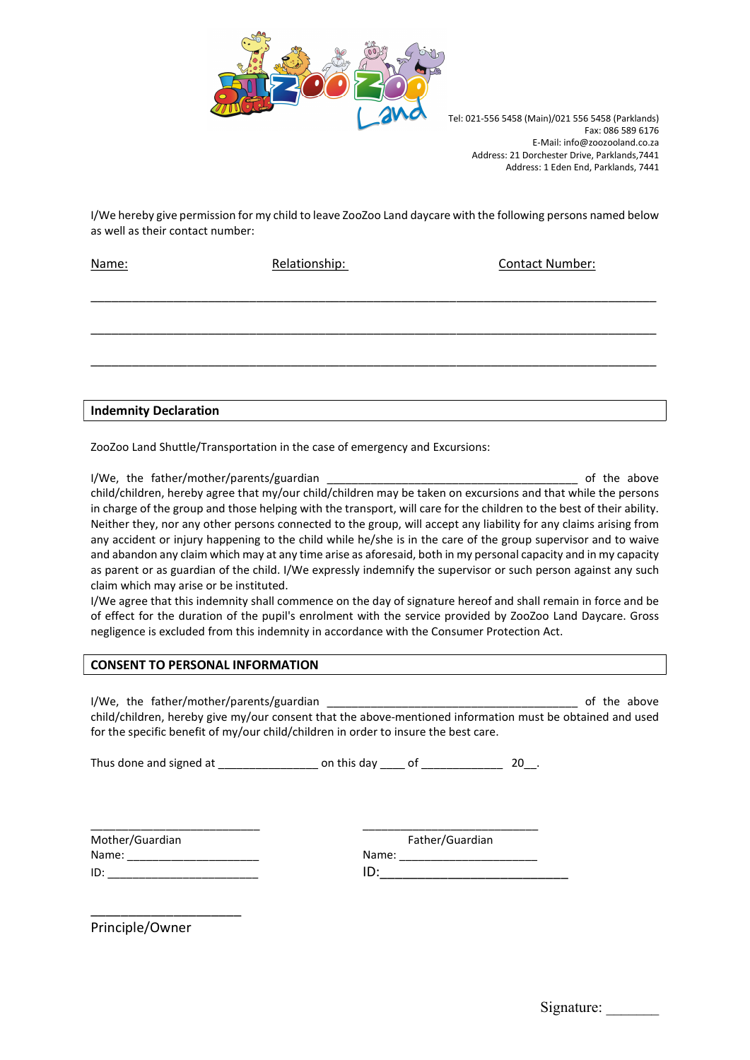Tel: 021-556 5458 (Main)/021 556 5458 (Parklands)
Fax: 086 589 6176
E-Mail: info@zoozooland.co.za
Address: 21 Dorchester Drive, Parklands,7441
Address: 1 Eden End, Parklands, 7441

I/We hereby give permission for my child to leave ZooZoo Land daycare with the following persons named below as well as their contact number:

| Name: | Relationship: | Contact Number: |
|---|---|---|
| | | |
| | | |
| | | |

## Indemnity Declaration

ZooZoo Land Shuttle/Transportation in the case of emergency and Excursions:

I/We, the father/mother/parents/guardian ________________________________________ of the above child/children, hereby agree that my/our child/children may be taken on excursions and that while the persons in charge of the group and those helping with the transport, will care for the children to the best of their ability. Neither they, nor any other persons connected to the group, will accept any liability for any claims arising from any accident or injury happening to the child while he/she is in the care of the group supervisor and to waive and abandon any claim which may at any time arise as aforesaid, both in my personal capacity and in my capacity as parent or as guardian of the child. I/We expressly indemnify the supervisor or such person against any such claim which may arise or be instituted.
I/We agree that this indemnity shall commence on the day of signature hereof and shall remain in force and be of effect for the duration of the pupil's enrolment with the service provided by ZooZoo Land Daycare. Gross negligence is excluded from this indemnity in accordance with the Consumer Protection Act.

## CONSENT TO PERSONAL INFORMATION

I/We, the father/mother/parents/guardian ________________________________________ of the above child/children, hereby give my/our consent that the above-mentioned information must be obtained and used for the specific benefit of my/our child/children in order to insure the best care.

Thus done and signed at ________________ on this day ____ of _____________ 20__.

___________________________
Mother/Guardian
Name: _____________________
ID: ________________________

___________________________
Father/Guardian
Name: ______________________
ID:____________________________

_______________________
Principle/Owner

Signature: _______